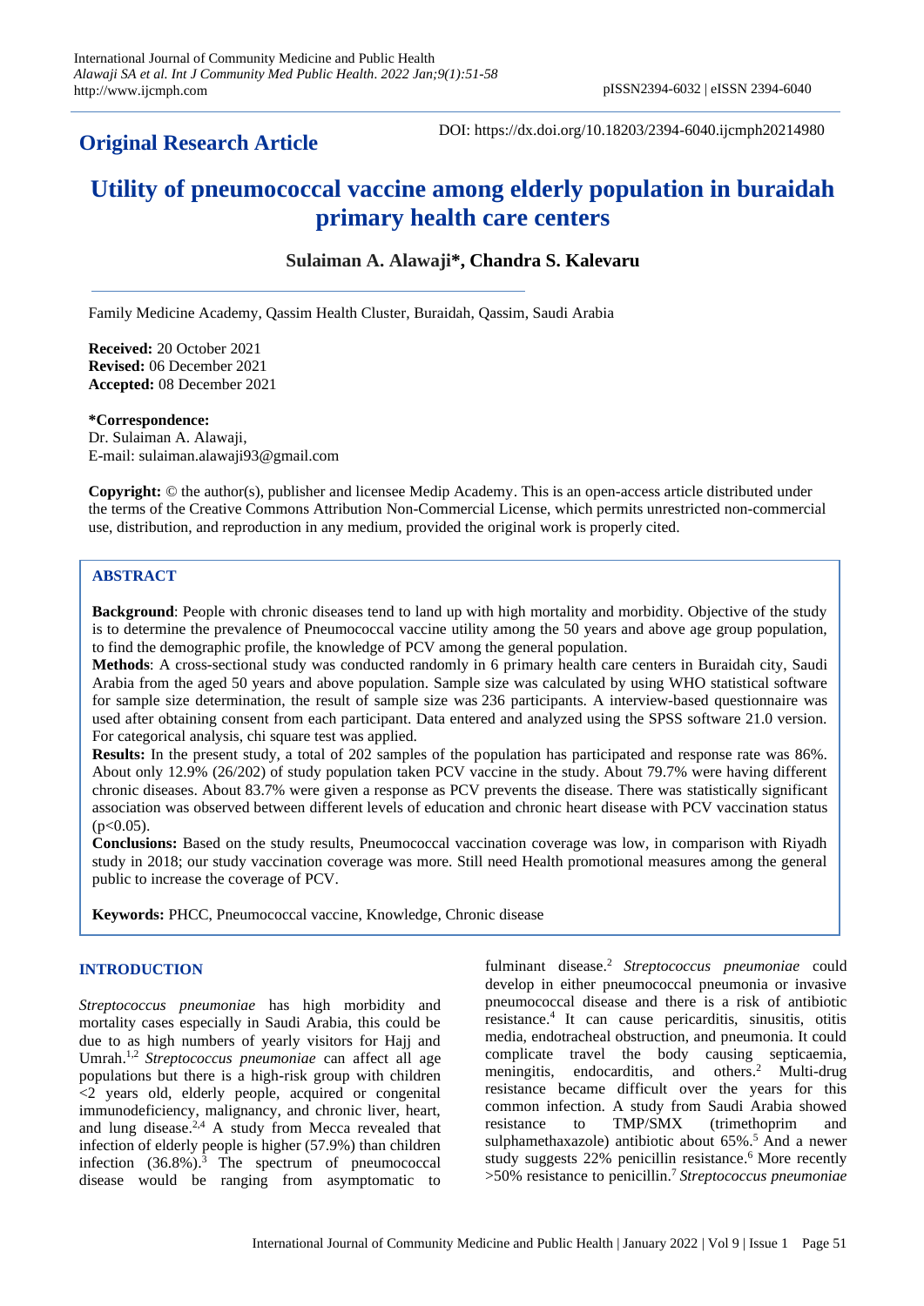## Original Research Article

DOI: https://dx.doi.org/10.18203/2394-6040.ijcmph20214980

# Utility of pneumococcal vaccine among elderly population in buraidah primary health care centers

**Sulaiman A. Alawaji*, Chandra S. Kalevaru**

Family Medicine Academy, Qassim Health Cluster, Buraidah, Qassim, Saudi Arabia

**Received:** 20 October 2021
**Revised:** 06 December 2021
**Accepted:** 08 December 2021

***Correspondence:**
Dr. Sulaiman A. Alawaji,
E-mail: sulaiman.alawaji93@gmail.com

**Copyright:** © the author(s), publisher and licensee Medip Academy. This is an open-access article distributed under the terms of the Creative Commons Attribution Non-Commercial License, which permits unrestricted non-commercial use, distribution, and reproduction in any medium, provided the original work is properly cited.

## ABSTRACT

**Background**: People with chronic diseases tend to land up with high mortality and morbidity. Objective of the study is to determine the prevalence of Pneumococcal vaccine utility among the 50 years and above age group population, to find the demographic profile, the knowledge of PCV among the general population.

**Methods**: A cross-sectional study was conducted randomly in 6 primary health care centers in Buraidah city, Saudi Arabia from the aged 50 years and above population. Sample size was calculated by using WHO statistical software for sample size determination, the result of sample size was 236 participants. A interview-based questionnaire was used after obtaining consent from each participant. Data entered and analyzed using the SPSS software 21.0 version. For categorical analysis, chi square test was applied.

**Results:** In the present study, a total of 202 samples of the population has participated and response rate was 86%. About only 12.9% (26/202) of study population taken PCV vaccine in the study. About 79.7% were having different chronic diseases. About 83.7% were given a response as PCV prevents the disease. There was statistically significant association was observed between different levels of education and chronic heart disease with PCV vaccination status ($p<0.05$).

**Conclusions:** Based on the study results, Pneumococcal vaccination coverage was low, in comparison with Riyadh study in 2018; our study vaccination coverage was more. Still need Health promotional measures among the general public to increase the coverage of PCV.

**Keywords:** PHCC, Pneumococcal vaccine, Knowledge, Chronic disease

## INTRODUCTION

*Streptococcus pneumoniae* has high morbidity and mortality cases especially in Saudi Arabia, this could be due to as high numbers of yearly visitors for Hajj and Umrah.[1,2] *Streptococcus pneumoniae* can affect all age populations but there is a high-risk group with children <2 years old, elderly people, acquired or congenital immunodeficiency, malignancy, and chronic liver, heart, and lung disease.[2,4] A study from Mecca revealed that infection of elderly people is higher (57.9%) than children infection (36.8%).[3] The spectrum of pneumococcal disease would be ranging from asymptomatic to fulminant disease.[2] *Streptococcus pneumoniae* could develop in either pneumococcal pneumonia or invasive pneumococcal disease and there is a risk of antibiotic resistance.[4] It can cause pericarditis, sinusitis, otitis media, endotracheal obstruction, and pneumonia. It could complicate travel the body causing septicaemia, meningitis, endocarditis, and others.[2] Multi-drug resistance became difficult over the years for this common infection. A study from Saudi Arabia showed resistance to TMP/SMX (trimethoprim and sulphamethaxazole) antibiotic about 65%.[5] And a newer study suggests 22% penicillin resistance.[6] More recently >50% resistance to penicillin.[7] *Streptococcus pneumoniae*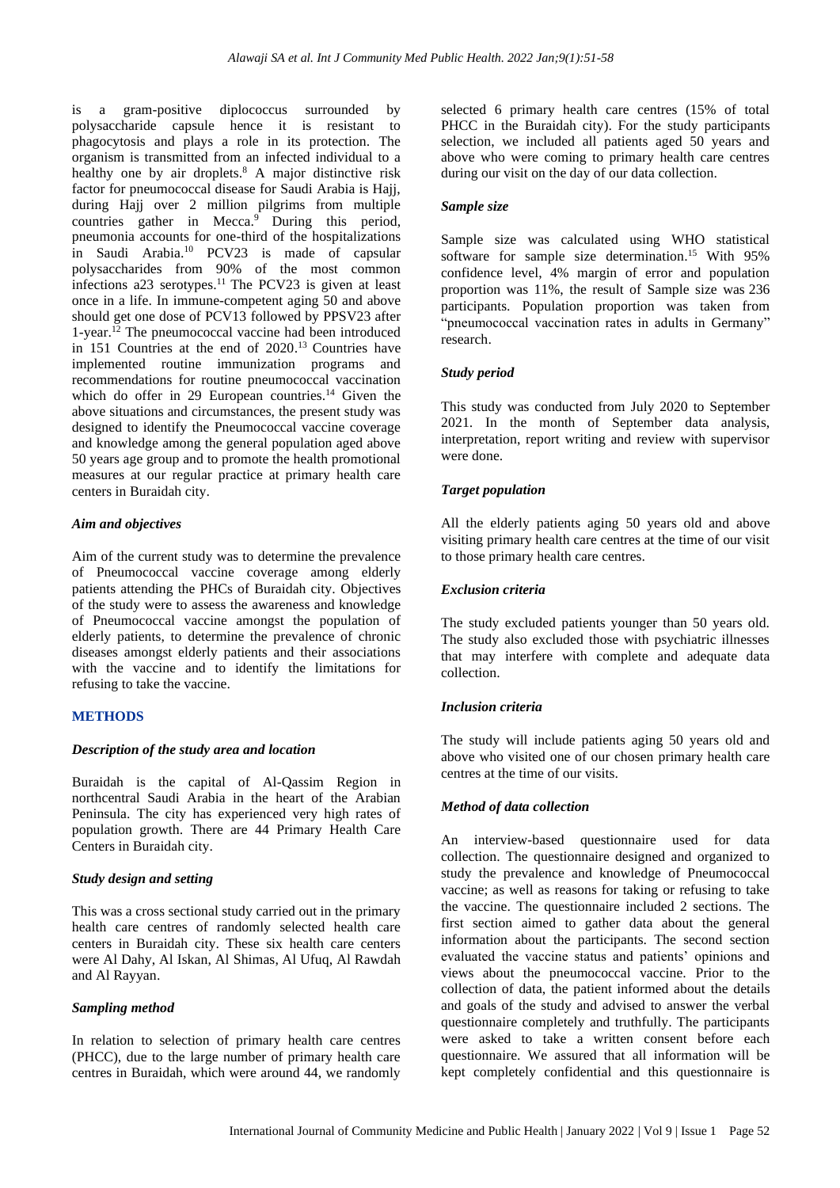is a gram-positive diplococcus surrounded by polysaccharide capsule hence it is resistant to phagocytosis and plays a role in its protection. The organism is transmitted from an infected individual to a healthy one by air droplets.[8] A major distinctive risk factor for pneumococcal disease for Saudi Arabia is Hajj, during Hajj over 2 million pilgrims from multiple countries gather in Mecca.[9] During this period, pneumonia accounts for one-third of the hospitalizations in Saudi Arabia.[10] PCV23 is made of capsular polysaccharides from 90% of the most common infections a23 serotypes.[11] The PCV23 is given at least once in a life. In immune-competent aging 50 and above should get one dose of PCV13 followed by PPSV23 after 1-year.[12] The pneumococcal vaccine had been introduced in 151 Countries at the end of 2020.[13] Countries have implemented routine immunization programs and recommendations for routine pneumococcal vaccination which do offer in 29 European countries.[14] Given the above situations and circumstances, the present study was designed to identify the Pneumococcal vaccine coverage and knowledge among the general population aged above 50 years age group and to promote the health promotional measures at our regular practice at primary health care centers in Buraidah city.

### *Aim and objectives*

Aim of the current study was to determine the prevalence of Pneumococcal vaccine coverage among elderly patients attending the PHCs of Buraidah city. Objectives of the study were to assess the awareness and knowledge of Pneumococcal vaccine amongst the population of elderly patients, to determine the prevalence of chronic diseases amongst elderly patients and their associations with the vaccine and to identify the limitations for refusing to take the vaccine.

## METHODS

### *Description of the study area and location*

Buraidah is the capital of Al-Qassim Region in northcentral Saudi Arabia in the heart of the Arabian Peninsula. The city has experienced very high rates of population growth. There are 44 Primary Health Care Centers in Buraidah city.

### *Study design and setting*

This was a cross sectional study carried out in the primary health care centres of randomly selected health care centers in Buraidah city. These six health care centers were Al Dahy, Al Iskan, Al Shimas, Al Ufuq, Al Rawdah and Al Rayyan.

### *Sampling method*

In relation to selection of primary health care centres (PHCC), due to the large number of primary health care centres in Buraidah, which were around 44, we randomly selected 6 primary health care centres (15% of total PHCC in the Buraidah city). For the study participants selection, we included all patients aged 50 years and above who were coming to primary health care centres during our visit on the day of our data collection.

### *Sample size*

Sample size was calculated using WHO statistical software for sample size determination.[15] With 95% confidence level, 4% margin of error and population proportion was 11%, the result of Sample size was 236 participants. Population proportion was taken from "pneumococcal vaccination rates in adults in Germany" research.

### *Study period*

This study was conducted from July 2020 to September 2021. In the month of September data analysis, interpretation, report writing and review with supervisor were done.

### *Target population*

All the elderly patients aging 50 years old and above visiting primary health care centres at the time of our visit to those primary health care centres.

### *Exclusion criteria*

The study excluded patients younger than 50 years old. The study also excluded those with psychiatric illnesses that may interfere with complete and adequate data collection.

### *Inclusion criteria*

The study will include patients aging 50 years old and above who visited one of our chosen primary health care centres at the time of our visits.

### *Method of data collection*

An interview-based questionnaire used for data collection. The questionnaire designed and organized to study the prevalence and knowledge of Pneumococcal vaccine; as well as reasons for taking or refusing to take the vaccine. The questionnaire included 2 sections. The first section aimed to gather data about the general information about the participants. The second section evaluated the vaccine status and patients' opinions and views about the pneumococcal vaccine. Prior to the collection of data, the patient informed about the details and goals of the study and advised to answer the verbal questionnaire completely and truthfully. The participants were asked to take a written consent before each questionnaire. We assured that all information will be kept completely confidential and this questionnaire is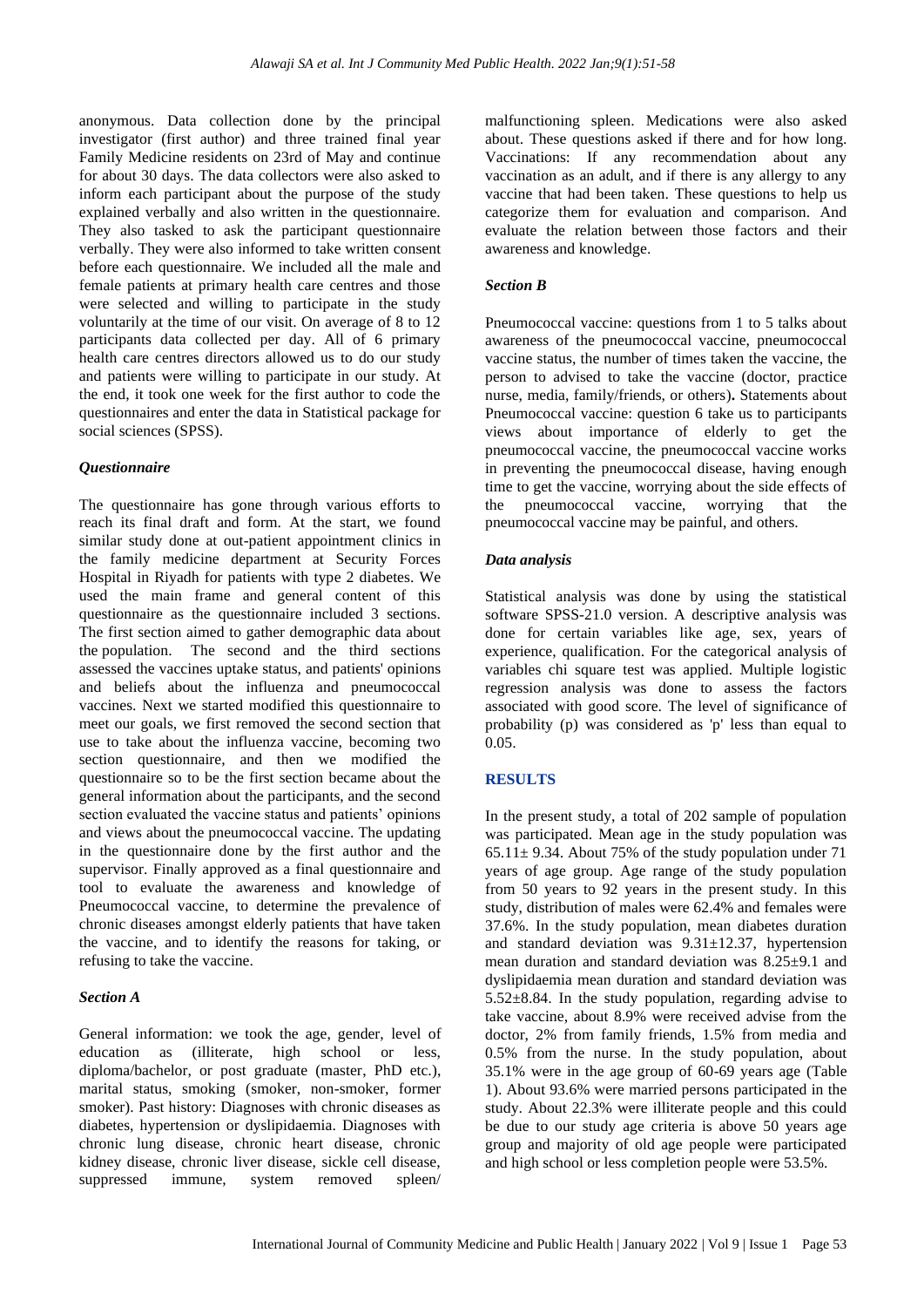anonymous. Data collection done by the principal investigator (first author) and three trained final year Family Medicine residents on 23rd of May and continue for about 30 days. The data collectors were also asked to inform each participant about the purpose of the study explained verbally and also written in the questionnaire. They also tasked to ask the participant questionnaire verbally. They were also informed to take written consent before each questionnaire. We included all the male and female patients at primary health care centres and those were selected and willing to participate in the study voluntarily at the time of our visit. On average of 8 to 12 participants data collected per day. All of 6 primary health care centres directors allowed us to do our study and patients were willing to participate in our study. At the end, it took one week for the first author to code the questionnaires and enter the data in Statistical package for social sciences (SPSS).

### *Questionnaire*

The questionnaire has gone through various efforts to reach its final draft and form. At the start, we found similar study done at out-patient appointment clinics in the family medicine department at Security Forces Hospital in Riyadh for patients with type 2 diabetes. We used the main frame and general content of this questionnaire as the questionnaire included 3 sections. The first section aimed to gather demographic data about the population. The second and the third sections assessed the vaccines uptake status, and patients' opinions and beliefs about the influenza and pneumococcal vaccines. Next we started modified this questionnaire to meet our goals, we first removed the second section that use to take about the influenza vaccine, becoming two section questionnaire, and then we modified the questionnaire so to be the first section became about the general information about the participants, and the second section evaluated the vaccine status and patients' opinions and views about the pneumococcal vaccine. The updating in the questionnaire done by the first author and the supervisor. Finally approved as a final questionnaire and tool to evaluate the awareness and knowledge of Pneumococcal vaccine, to determine the prevalence of chronic diseases amongst elderly patients that have taken the vaccine, and to identify the reasons for taking, or refusing to take the vaccine.

### *Section A*

General information: we took the age, gender, level of education as (illiterate, high school or less, diploma/bachelor, or post graduate (master, PhD etc.), marital status, smoking (smoker, non-smoker, former smoker). Past history: Diagnoses with chronic diseases as diabetes, hypertension or dyslipidaemia. Diagnoses with chronic lung disease, chronic heart disease, chronic kidney disease, chronic liver disease, sickle cell disease, suppressed immune, system removed spleen/ malfunctioning spleen. Medications were also asked about. These questions asked if there and for how long. Vaccinations: If any recommendation about any vaccination as an adult, and if there is any allergy to any vaccine that had been taken. These questions to help us categorize them for evaluation and comparison. And evaluate the relation between those factors and their awareness and knowledge.

### *Section B*

Pneumococcal vaccine: questions from 1 to 5 talks about awareness of the pneumococcal vaccine, pneumococcal vaccine status, the number of times taken the vaccine, the person to advised to take the vaccine (doctor, practice nurse, media, family/friends, or others)**.** Statements about Pneumococcal vaccine: question 6 take us to participants views about importance of elderly to get the pneumococcal vaccine, the pneumococcal vaccine works in preventing the pneumococcal disease, having enough time to get the vaccine, worrying about the side effects of the pneumococcal vaccine, worrying that the pneumococcal vaccine may be painful, and others.

### *Data analysis*

Statistical analysis was done by using the statistical software SPSS-21.0 version. A descriptive analysis was done for certain variables like age, sex, years of experience, qualification. For the categorical analysis of variables chi square test was applied. Multiple logistic regression analysis was done to assess the factors associated with good score. The level of significance of probability (p) was considered as 'p' less than equal to 0.05.

## RESULTS

In the present study, a total of 202 sample of population was participated. Mean age in the study population was $65.11\pm 9.34$. About 75% of the study population under 71 years of age group. Age range of the study population from 50 years to 92 years in the present study. In this study, distribution of males were 62.4% and females were 37.6%. In the study population, mean diabetes duration and standard deviation was $9.31\pm12.37$, hypertension mean duration and standard deviation was $8.25\pm9.1$ and dyslipidaemia mean duration and standard deviation was $5.52\pm8.84$. In the study population, regarding advise to take vaccine, about 8.9% were received advise from the doctor, 2% from family friends, 1.5% from media and 0.5% from the nurse. In the study population, about 35.1% were in the age group of 60-69 years age (Table 1). About 93.6% were married persons participated in the study. About 22.3% were illiterate people and this could be due to our study age criteria is above 50 years age group and majority of old age people were participated and high school or less completion people were 53.5%.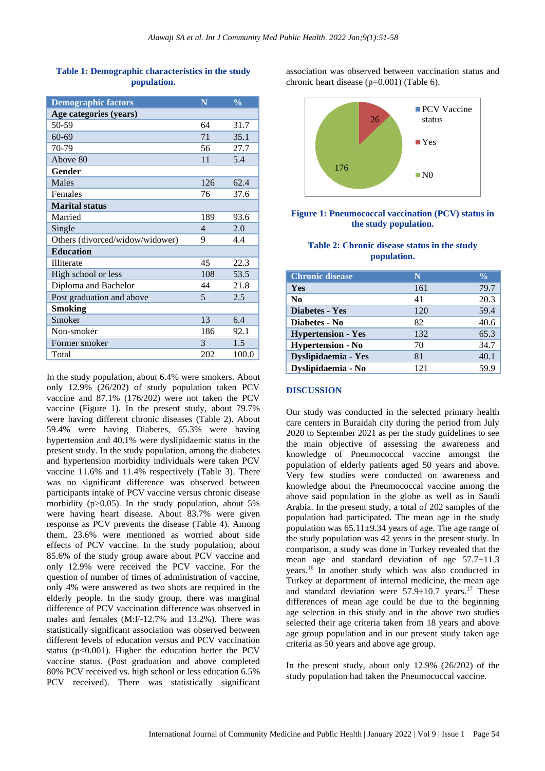**Table 1: Demographic characteristics in the study population.**

| Demographic factors | N | % |
|---|---|---|
| **Age categories (years)** | | |
| 50-59 | 64 | 31.7 |
| 60-69 | 71 | 35.1 |
| 70-79 | 56 | 27.7 |
| Above 80 | 11 | 5.4 |
| **Gender** | | |
| Males | 126 | 62.4 |
| Females | 76 | 37.6 |
| **Marital status** | | |
| Married | 189 | 93.6 |
| Single | 4 | 2.0 |
| Others (divorced/widow/widower) | 9 | 4.4 |
| **Education** | | |
| Illiterate | 45 | 22.3 |
| High school or less | 108 | 53.5 |
| Diploma and Bachelor | 44 | 21.8 |
| Post graduation and above | 5 | 2.5 |
| **Smoking** | | |
| Smoker | 13 | 6.4 |
| Non-smoker | 186 | 92.1 |
| Former smoker | 3 | 1.5 |
| Total | 202 | 100.0 |

In the study population, about 6.4% were smokers. About only 12.9% (26/202) of study population taken PCV vaccine and 87.1% (176/202) were not taken the PCV vaccine (Figure 1). In the present study, about 79.7% were having different chronic diseases (Table 2). About 59.4% were having Diabetes, 65.3% were having hypertension and 40.1% were dyslipidaemic status in the present study. In the study population, among the diabetes and hypertension morbidity individuals were taken PCV vaccine 11.6% and 11.4% respectively (Table 3). There was no significant difference was observed between participants intake of PCV vaccine versus chronic disease morbidity ($p>0.05$). In the study population, about 5% were having heart disease. About 83.7% were given response as PCV prevents the disease (Table 4). Among them, 23.6% were mentioned as worried about side effects of PCV vaccine. In the study population, about 85.6% of the study group aware about PCV vaccine and only 12.9% were received the PCV vaccine. For the question of number of times of administration of vaccine, only 4% were answered as two shots are required in the elderly people. In the study group, there was marginal difference of PCV vaccination difference was observed in males and females (M:F-12.7% and 13.2%). There was statistically significant association was observed between different levels of education versus and PCV vaccination status ($p<0.001$). Higher the education better the PCV vaccine status. (Post graduation and above completed 80% PCV received vs. high school or less education 6.5% PCV received). There was statistically significant association was observed between vaccination status and chronic heart disease ($p=0.001$) (Table 6).

PCV Vaccine status: Yes 26; N0 176

**Figure 1: Pneumococcal vaccination (PCV) status in the study population.**

**Table 2: Chronic disease status in the study population.**

| Chronic disease | N | % |
|---|---|---|
| **Yes** | 161 | 79.7 |
| **No** | 41 | 20.3 |
| **Diabetes - Yes** | 120 | 59.4 |
| **Diabetes - No** | 82 | 40.6 |
| **Hypertension - Yes** | 132 | 65.3 |
| **Hypertension - No** | 70 | 34.7 |
| **Dyslipidaemia - Yes** | 81 | 40.1 |
| **Dyslipidaemia - No** | 121 | 59.9 |

## DISCUSSION

Our study was conducted in the selected primary health care centers in Buraidah city during the period from July 2020 to September 2021 as per the study guidelines to see the main objective of assessing the awareness and knowledge of Pneumococcal vaccine amongst the population of elderly patients aged 50 years and above. Very few studies were conducted on awareness and knowledge about the Pneumococcal vaccine among the above said population in the globe as well as in Saudi Arabia. In the present study, a total of 202 samples of the population had participated. The mean age in the study population was 65.11±9.34 years of age. The age range of the study population was 42 years in the present study. In comparison, a study was done in Turkey revealed that the mean age and standard deviation of age 57.7±11.3 years.[16] In another study which was also conducted in Turkey at department of internal medicine, the mean age and standard deviation were 57.9±10.7 years.[17] These differences of mean age could be due to the beginning age selection in this study and in the above two studies selected their age criteria taken from 18 years and above age group population and in our present study taken age criteria as 50 years and above age group.

In the present study, about only 12.9% (26/202) of the study population had taken the Pneumococcal vaccine.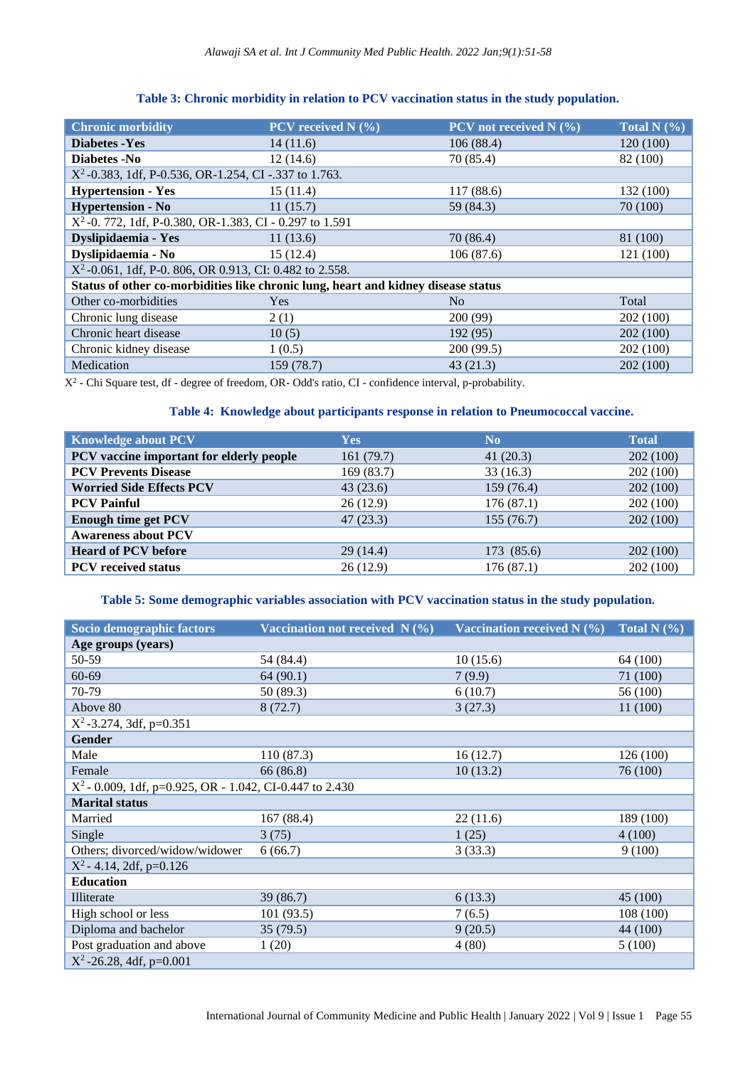**Table 3: Chronic morbidity in relation to PCV vaccination status in the study population.**

| Chronic morbidity | PCV received N (%) | PCV not received N (%) | Total N (%) |
|---|---|---|---|
| **Diabetes -Yes** | 14 (11.6) | 106 (88.4) | 120 (100) |
| **Diabetes -No** | 12 (14.6) | 70 (85.4) | 82 (100) |
| $X^2$ -0.383, 1df, P-0.536, OR-1.254, CI -.337 to 1.763. | | | |
| **Hypertension - Yes** | 15 (11.4) | 117 (88.6) | 132 (100) |
| **Hypertension - No** | 11 (15.7) | 59 (84.3) | 70 (100) |
| $X^2$ -0. 772, 1df, P-0.380, OR-1.383, CI - 0.297 to 1.591 | | | |
| **Dyslipidaemia - Yes** | 11 (13.6) | 70 (86.4) | 81 (100) |
| **Dyslipidaemia - No** | 15 (12.4) | 106 (87.6) | 121 (100) |
| $X^2$ -0.061, 1df, P-0. 806, OR 0.913, CI: 0.482 to 2.558. | | | |
| **Status of other co-morbidities like chronic lung, heart and kidney disease status** | | | |
| Other co-morbidities | Yes | No | Total |
| Chronic lung disease | 2 (1) | 200 (99) | 202 (100) |
| Chronic heart disease | 10 (5) | 192 (95) | 202 (100) |
| Chronic kidney disease | 1 (0.5) | 200 (99.5) | 202 (100) |
| Medication | 159 (78.7) | 43 (21.3) | 202 (100) |

$X^2$ - Chi Square test, df - degree of freedom, OR- Odd's ratio, CI - confidence interval, p-probability.

**Table 4: Knowledge about participants response in relation to Pneumococcal vaccine.**

| Knowledge about PCV | Yes | No | Total |
|---|---|---|---|
| **PCV vaccine important for elderly people** | 161 (79.7) | 41 (20.3) | 202 (100) |
| **PCV Prevents Disease** | 169 (83.7) | 33 (16.3) | 202 (100) |
| **Worried Side Effects PCV** | 43 (23.6) | 159 (76.4) | 202 (100) |
| **PCV Painful** | 26 (12.9) | 176 (87.1) | 202 (100) |
| **Enough time get PCV** | 47 (23.3) | 155 (76.7) | 202 (100) |
| **Awareness about PCV** | | | |
| **Heard of PCV before** | 29 (14.4) | 173 (85.6) | 202 (100) |
| **PCV received status** | 26 (12.9) | 176 (87.1) | 202 (100) |

**Table 5: Some demographic variables association with PCV vaccination status in the study population.**

| Socio demographic factors | Vaccination not received N (%) | Vaccination received N (%) | Total N (%) |
|---|---|---|---|
| **Age groups (years)** | | | |
| 50-59 | 54 (84.4) | 10 (15.6) | 64 (100) |
| 60-69 | 64 (90.1) | 7 (9.9) | 71 (100) |
| 70-79 | 50 (89.3) | 6 (10.7) | 56 (100) |
| Above 80 | 8 (72.7) | 3 (27.3) | 11 (100) |
| $X^2$ -3.274, 3df, p=0.351 | | | |
| **Gender** | | | |
| Male | 110 (87.3) | 16 (12.7) | 126 (100) |
| Female | 66 (86.8) | 10 (13.2) | 76 (100) |
| $X^2$ - 0.009, 1df, p=0.925, OR - 1.042, CI-0.447 to 2.430 | | | |
| **Marital status** | | | |
| Married | 167 (88.4) | 22 (11.6) | 189 (100) |
| Single | 3 (75) | 1 (25) | 4 (100) |
| Others; divorced/widow/widower | 6 (66.7) | 3 (33.3) | 9 (100) |
| $X^2$ - 4.14, 2df, p=0.126 | | | |
| **Education** | | | |
| Illiterate | 39 (86.7) | 6 (13.3) | 45 (100) |
| High school or less | 101 (93.5) | 7 (6.5) | 108 (100) |
| Diploma and bachelor | 35 (79.5) | 9 (20.5) | 44 (100) |
| Post graduation and above | 1 (20) | 4 (80) | 5 (100) |
| $X^2$ -26.28, 4df, p=0.001 | | | |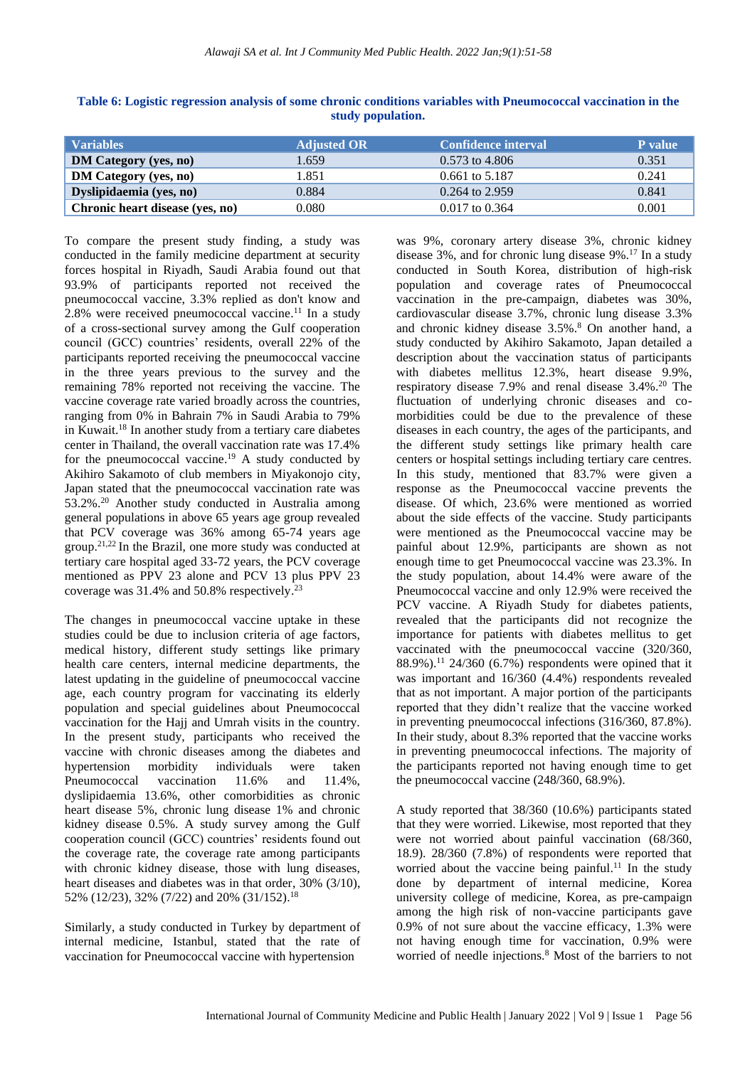**Table 6: Logistic regression analysis of some chronic conditions variables with Pneumococcal vaccination in the study population.**

| Variables | Adjusted OR | Confidence interval | P value |
|---|---|---|---|
| **DM Category (yes, no)** | 1.659 | 0.573 to 4.806 | 0.351 |
| **DM Category (yes, no)** | 1.851 | 0.661 to 5.187 | 0.241 |
| **Dyslipidaemia (yes, no)** | 0.884 | 0.264 to 2.959 | 0.841 |
| **Chronic heart disease (yes, no)** | 0.080 | 0.017 to 0.364 | 0.001 |

To compare the present study finding, a study was conducted in the family medicine department at security forces hospital in Riyadh, Saudi Arabia found out that 93.9% of participants reported not received the pneumococcal vaccine, 3.3% replied as don't know and 2.8% were received pneumococcal vaccine.[11] In a study of a cross-sectional survey among the Gulf cooperation council (GCC) countries' residents, overall 22% of the participants reported receiving the pneumococcal vaccine in the three years previous to the survey and the remaining 78% reported not receiving the vaccine. The vaccine coverage rate varied broadly across the countries, ranging from 0% in Bahrain 7% in Saudi Arabia to 79% in Kuwait.[18] In another study from a tertiary care diabetes center in Thailand, the overall vaccination rate was 17.4% for the pneumococcal vaccine.[19] A study conducted by Akihiro Sakamoto of club members in Miyakonojo city, Japan stated that the pneumococcal vaccination rate was 53.2%.[20] Another study conducted in Australia among general populations in above 65 years age group revealed that PCV coverage was 36% among 65-74 years age group.[21,22] In the Brazil, one more study was conducted at tertiary care hospital aged 33-72 years, the PCV coverage mentioned as PPV 23 alone and PCV 13 plus PPV 23 coverage was 31.4% and 50.8% respectively.[23]

The changes in pneumococcal vaccine uptake in these studies could be due to inclusion criteria of age factors, medical history, different study settings like primary health care centers, internal medicine departments, the latest updating in the guideline of pneumococcal vaccine age, each country program for vaccinating its elderly population and special guidelines about Pneumococcal vaccination for the Hajj and Umrah visits in the country. In the present study, participants who received the vaccine with chronic diseases among the diabetes and hypertension morbidity individuals were taken Pneumococcal vaccination 11.6% and 11.4%, dyslipidaemia 13.6%, other comorbidities as chronic heart disease 5%, chronic lung disease 1% and chronic kidney disease 0.5%. A study survey among the Gulf cooperation council (GCC) countries' residents found out the coverage rate, the coverage rate among participants with chronic kidney disease, those with lung diseases, heart diseases and diabetes was in that order, 30% (3/10), 52% (12/23), 32% (7/22) and 20% (31/152).[18]

Similarly, a study conducted in Turkey by department of internal medicine, Istanbul, stated that the rate of vaccination for Pneumococcal vaccine with hypertension was 9%, coronary artery disease 3%, chronic kidney disease 3%, and for chronic lung disease 9%.[17] In a study conducted in South Korea, distribution of high-risk population and coverage rates of Pneumococcal vaccination in the pre-campaign, diabetes was 30%, cardiovascular disease 3.7%, chronic lung disease 3.3% and chronic kidney disease 3.5%.[8] On another hand, a study conducted by Akihiro Sakamoto, Japan detailed a description about the vaccination status of participants with diabetes mellitus 12.3%, heart disease 9.9%, respiratory disease 7.9% and renal disease 3.4%.[20] The fluctuation of underlying chronic diseases and co-morbidities could be due to the prevalence of these diseases in each country, the ages of the participants, and the different study settings like primary health care centers or hospital settings including tertiary care centres. In this study, mentioned that 83.7% were given a response as the Pneumococcal vaccine prevents the disease. Of which, 23.6% were mentioned as worried about the side effects of the vaccine. Study participants were mentioned as the Pneumococcal vaccine may be painful about 12.9%, participants are shown as not enough time to get Pneumococcal vaccine was 23.3%. In the study population, about 14.4% were aware of the Pneumococcal vaccine and only 12.9% were received the PCV vaccine. A Riyadh Study for diabetes patients, revealed that the participants did not recognize the importance for patients with diabetes mellitus to get vaccinated with the pneumococcal vaccine (320/360, 88.9%).[11] 24/360 (6.7%) respondents were opined that it was important and 16/360 (4.4%) respondents revealed that as not important. A major portion of the participants reported that they didn't realize that the vaccine worked in preventing pneumococcal infections (316/360, 87.8%). In their study, about 8.3% reported that the vaccine works in preventing pneumococcal infections. The majority of the participants reported not having enough time to get the pneumococcal vaccine (248/360, 68.9%).

A study reported that 38/360 (10.6%) participants stated that they were worried. Likewise, most reported that they were not worried about painful vaccination (68/360, 18.9). 28/360 (7.8%) of respondents were reported that worried about the vaccine being painful.[11] In the study done by department of internal medicine, Korea university college of medicine, Korea, as pre-campaign among the high risk of non-vaccine participants gave 0.9% of not sure about the vaccine efficacy, 1.3% were not having enough time for vaccination, 0.9% were worried of needle injections.[8] Most of the barriers to not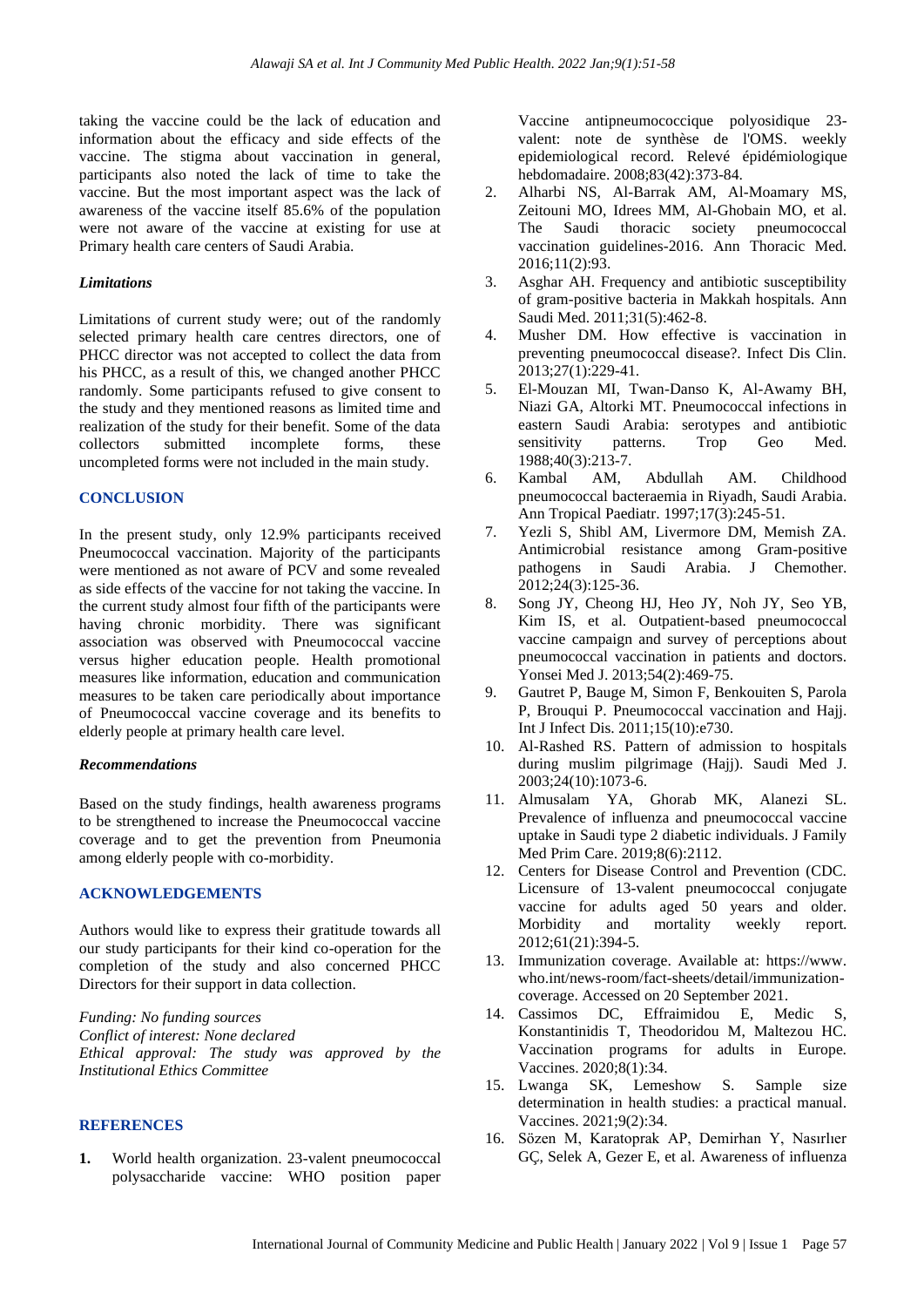taking the vaccine could be the lack of education and information about the efficacy and side effects of the vaccine. The stigma about vaccination in general, participants also noted the lack of time to take the vaccine. But the most important aspect was the lack of awareness of the vaccine itself 85.6% of the population were not aware of the vaccine at existing for use at Primary health care centers of Saudi Arabia.

### *Limitations*

Limitations of current study were; out of the randomly selected primary health care centres directors, one of PHCC director was not accepted to collect the data from his PHCC, as a result of this, we changed another PHCC randomly. Some participants refused to give consent to the study and they mentioned reasons as limited time and realization of the study for their benefit. Some of the data collectors submitted incomplete forms, these uncompleted forms were not included in the main study.

## CONCLUSION

In the present study, only 12.9% participants received Pneumococcal vaccination. Majority of the participants were mentioned as not aware of PCV and some revealed as side effects of the vaccine for not taking the vaccine. In the current study almost four fifth of the participants were having chronic morbidity. There was significant association was observed with Pneumococcal vaccine versus higher education people. Health promotional measures like information, education and communication measures to be taken care periodically about importance of Pneumococcal vaccine coverage and its benefits to elderly people at primary health care level.

### *Recommendations*

Based on the study findings, health awareness programs to be strengthened to increase the Pneumococcal vaccine coverage and to get the prevention from Pneumonia among elderly people with co-morbidity.

## ACKNOWLEDGEMENTS

Authors would like to express their gratitude towards all our study participants for their kind co-operation for the completion of the study and also concerned PHCC Directors for their support in data collection.

*Funding: No funding sources*
*Conflict of interest: None declared*
*Ethical approval: The study was approved by the Institutional Ethics Committee*

## REFERENCES

1. World health organization. 23-valent pneumococcal polysaccharide vaccine: WHO position paper Vaccine antipneumococcique polyosidique 23-valent: note de synthèse de l'OMS. weekly epidemiological record. Relevé épidémiologique hebdomadaire. 2008;83(42):373-84.
2. Alharbi NS, Al-Barrak AM, Al-Moamary MS, Zeitouni MO, Idrees MM, Al-Ghobain MO, et al. The Saudi thoracic society pneumococcal vaccination guidelines-2016. Ann Thoracic Med. 2016;11(2):93.
3. Asghar AH. Frequency and antibiotic susceptibility of gram-positive bacteria in Makkah hospitals. Ann Saudi Med. 2011;31(5):462-8.
4. Musher DM. How effective is vaccination in preventing pneumococcal disease?. Infect Dis Clin. 2013;27(1):229-41.
5. El-Mouzan MI, Twan-Danso K, Al-Awamy BH, Niazi GA, Altorki MT. Pneumococcal infections in eastern Saudi Arabia: serotypes and antibiotic sensitivity patterns. Trop Geo Med. 1988;40(3):213-7.
6. Kambal AM, Abdullah AM. Childhood pneumococcal bacteraemia in Riyadh, Saudi Arabia. Ann Tropical Paediatr. 1997;17(3):245-51.
7. Yezli S, Shibl AM, Livermore DM, Memish ZA. Antimicrobial resistance among Gram-positive pathogens in Saudi Arabia. J Chemother. 2012;24(3):125-36.
8. Song JY, Cheong HJ, Heo JY, Noh JY, Seo YB, Kim IS, et al. Outpatient-based pneumococcal vaccine campaign and survey of perceptions about pneumococcal vaccination in patients and doctors. Yonsei Med J. 2013;54(2):469-75.
9. Gautret P, Bauge M, Simon F, Benkouiten S, Parola P, Brouqui P. Pneumococcal vaccination and Hajj. Int J Infect Dis. 2011;15(10):e730.
10. Al-Rashed RS. Pattern of admission to hospitals during muslim pilgrimage (Hajj). Saudi Med J. 2003;24(10):1073-6.
11. Almusalam YA, Ghorab MK, Alanezi SL. Prevalence of influenza and pneumococcal vaccine uptake in Saudi type 2 diabetic individuals. J Family Med Prim Care. 2019;8(6):2112.
12. Centers for Disease Control and Prevention (CDC. Licensure of 13-valent pneumococcal conjugate vaccine for adults aged 50 years and older. Morbidity and mortality weekly report. 2012;61(21):394-5.
13. Immunization coverage. Available at: https://www.who.int/news-room/fact-sheets/detail/immunization-coverage. Accessed on 20 September 2021.
14. Cassimos DC, Effraimidou E, Medic S, Konstantinidis T, Theodoridou M, Maltezou HC. Vaccination programs for adults in Europe. Vaccines. 2020;8(1):34.
15. Lwanga SK, Lemeshow S. Sample size determination in health studies: a practical manual. Vaccines. 2021;9(2):34.
16. Sözen M, Karatoprak AP, Demirhan Y, Nasırlıer GÇ, Selek A, Gezer E, et al. Awareness of influenza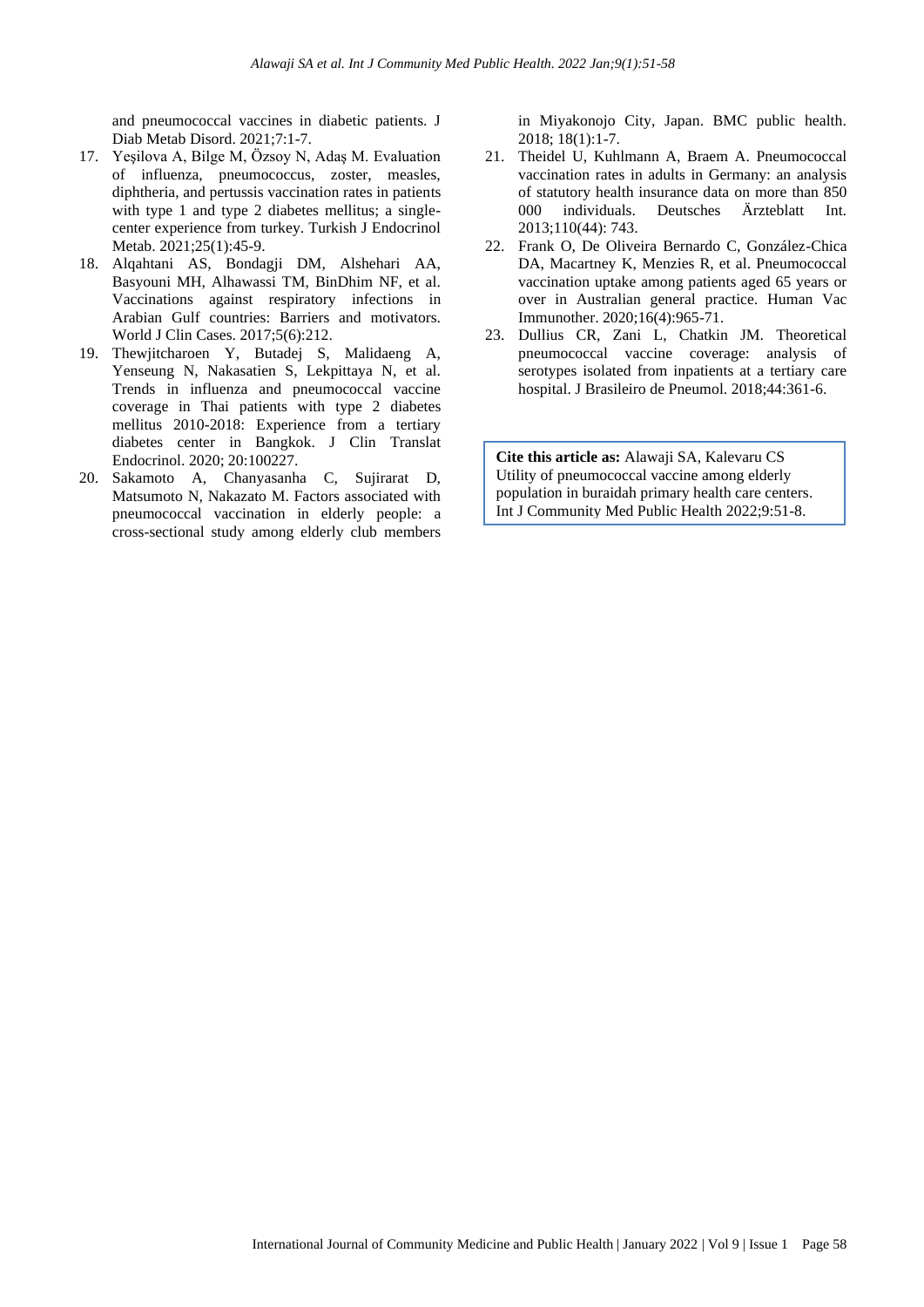and pneumococcal vaccines in diabetic patients. J Diab Metab Disord. 2021;7:1-7.

17. Yeşilova A, Bilge M, Özsoy N, Adaş M. Evaluation of influenza, pneumococcus, zoster, measles, diphtheria, and pertussis vaccination rates in patients with type 1 and type 2 diabetes mellitus; a single-center experience from turkey. Turkish J Endocrinol Metab. 2021;25(1):45-9.
18. Alqahtani AS, Bondagji DM, Alshehari AA, Basyouni MH, Alhawassi TM, BinDhim NF, et al. Vaccinations against respiratory infections in Arabian Gulf countries: Barriers and motivators. World J Clin Cases. 2017;5(6):212.
19. Thewjitcharoen Y, Butadej S, Malidaeng A, Yenseung N, Nakasatien S, Lekpittaya N, et al. Trends in influenza and pneumococcal vaccine coverage in Thai patients with type 2 diabetes mellitus 2010-2018: Experience from a tertiary diabetes center in Bangkok. J Clin Translat Endocrinol. 2020; 20:100227.
20. Sakamoto A, Chanyasanha C, Sujirarat D, Matsumoto N, Nakazato M. Factors associated with pneumococcal vaccination in elderly people: a cross-sectional study among elderly club members in Miyakonojo City, Japan. BMC public health. 2018; 18(1):1-7.
21. Theidel U, Kuhlmann A, Braem A. Pneumococcal vaccination rates in adults in Germany: an analysis of statutory health insurance data on more than 850 000 individuals. Deutsches Ärzteblatt Int. 2013;110(44): 743.
22. Frank O, De Oliveira Bernardo C, González-Chica DA, Macartney K, Menzies R, et al. Pneumococcal vaccination uptake among patients aged 65 years or over in Australian general practice. Human Vac Immunother. 2020;16(4):965-71.
23. Dullius CR, Zani L, Chatkin JM. Theoretical pneumococcal vaccine coverage: analysis of serotypes isolated from inpatients at a tertiary care hospital. J Brasileiro de Pneumol. 2018;44:361-6.

**Cite this article as:** Alawaji SA, Kalevaru CS Utility of pneumococcal vaccine among elderly population in buraidah primary health care centers. Int J Community Med Public Health 2022;9:51-8.